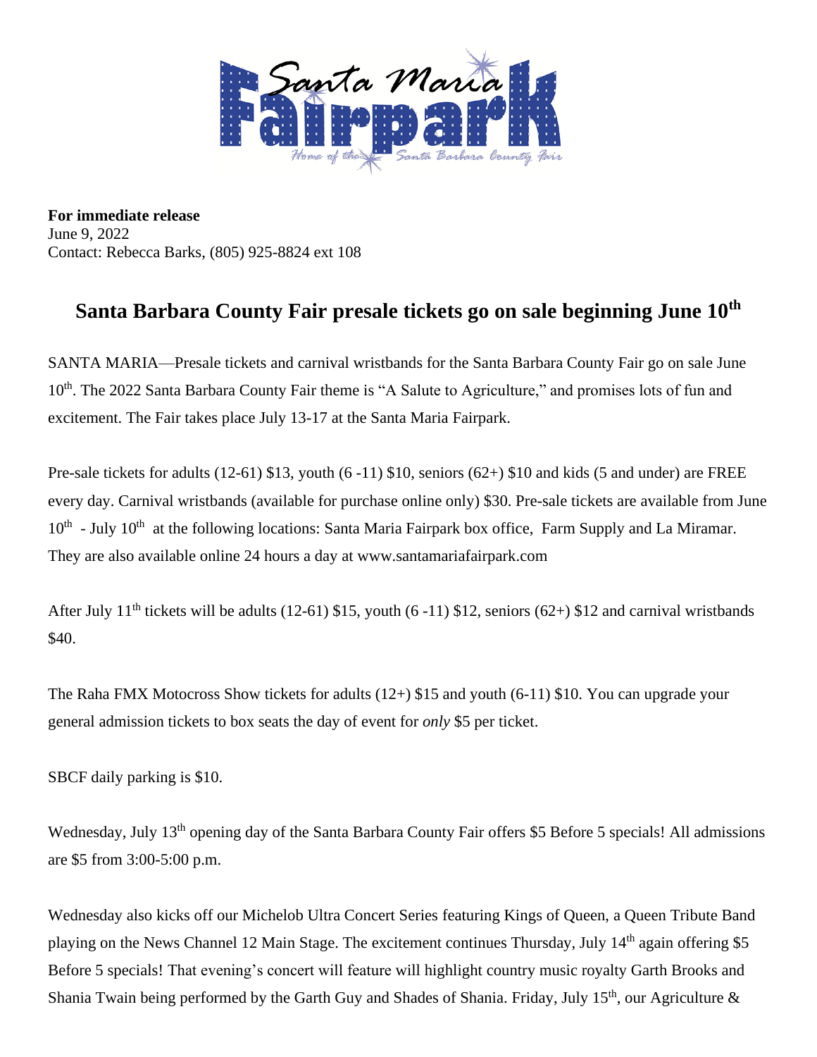Santa Maria Fairpark

Home of the Santa Barbara County Fair

**For immediate release**
June 9, 2022
Contact: Rebecca Barks, (805) 925-8824 ext 108

## Santa Barbara County Fair presale tickets go on sale beginning June 10th

SANTA MARIA—Presale tickets and carnival wristbands for the Santa Barbara County Fair go on sale June 10th. The 2022 Santa Barbara County Fair theme is "A Salute to Agriculture," and promises lots of fun and excitement. The Fair takes place July 13-17 at the Santa Maria Fairpark.

Pre-sale tickets for adults (12-61) $13, youth (6 -11) $10, seniors (62+) $10 and kids (5 and under) are FREE every day. Carnival wristbands (available for purchase online only) $30. Pre-sale tickets are available from June 10th - July 10th at the following locations: Santa Maria Fairpark box office, Farm Supply and La Miramar. They are also available online 24 hours a day at www.santamariafairpark.com

After July 11th tickets will be adults (12-61) $15, youth (6 -11) $12, seniors (62+) $12 and carnival wristbands $40.

The Raha FMX Motocross Show tickets for adults (12+) $15 and youth (6-11) $10. You can upgrade your general admission tickets to box seats the day of event for *only* $5 per ticket.

SBCF daily parking is $10.

Wednesday, July 13th opening day of the Santa Barbara County Fair offers $5 Before 5 specials! All admissions are $5 from 3:00-5:00 p.m.

Wednesday also kicks off our Michelob Ultra Concert Series featuring Kings of Queen, a Queen Tribute Band playing on the News Channel 12 Main Stage. The excitement continues Thursday, July 14th again offering $5 Before 5 specials! That evening's concert will feature will highlight country music royalty Garth Brooks and Shania Twain being performed by the Garth Guy and Shades of Shania. Friday, July 15th, our Agriculture &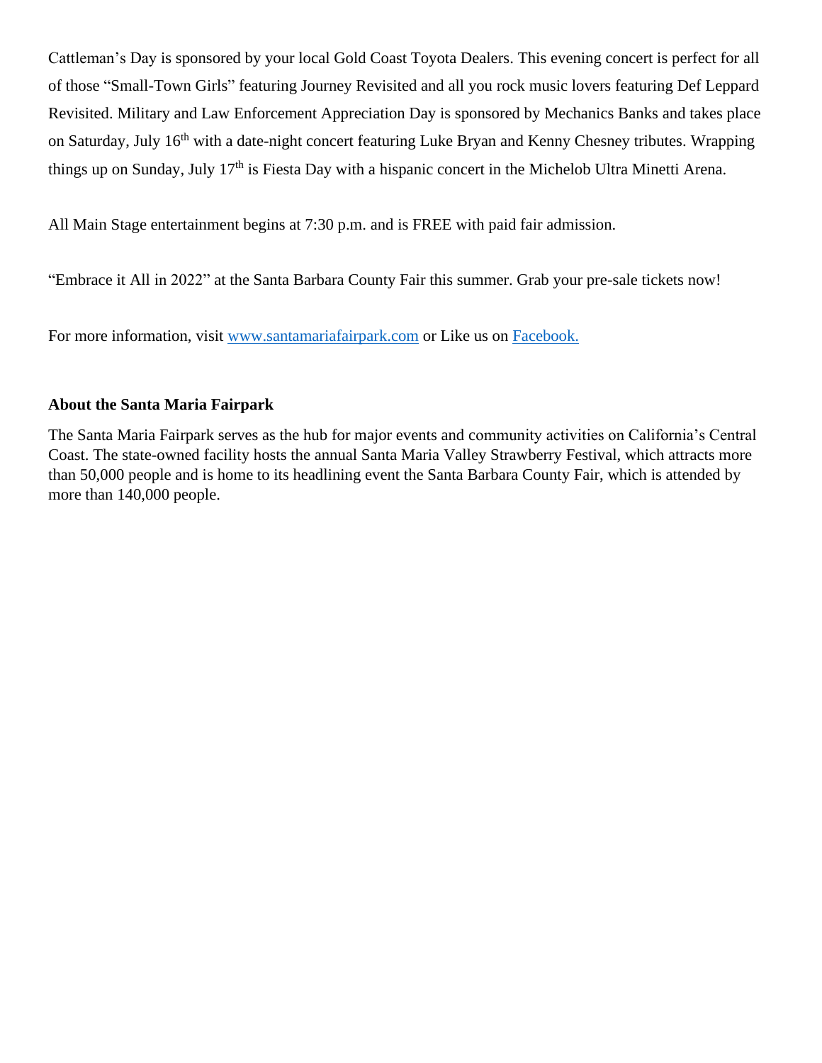Cattleman's Day is sponsored by your local Gold Coast Toyota Dealers. This evening concert is perfect for all of those "Small-Town Girls" featuring Journey Revisited and all you rock music lovers featuring Def Leppard Revisited. Military and Law Enforcement Appreciation Day is sponsored by Mechanics Banks and takes place on Saturday, July 16th with a date-night concert featuring Luke Bryan and Kenny Chesney tributes. Wrapping things up on Sunday, July 17th is Fiesta Day with a hispanic concert in the Michelob Ultra Minetti Arena.

All Main Stage entertainment begins at 7:30 p.m. and is FREE with paid fair admission.

"Embrace it All in 2022" at the Santa Barbara County Fair this summer. Grab your pre-sale tickets now!

For more information, visit [www.santamariafairpark.com](http://www.santamariafairpark.com) or Like us on [Facebook.]()

**About the Santa Maria Fairpark**

The Santa Maria Fairpark serves as the hub for major events and community activities on California's Central Coast. The state-owned facility hosts the annual Santa Maria Valley Strawberry Festival, which attracts more than 50,000 people and is home to its headlining event the Santa Barbara County Fair, which is attended by more than 140,000 people.